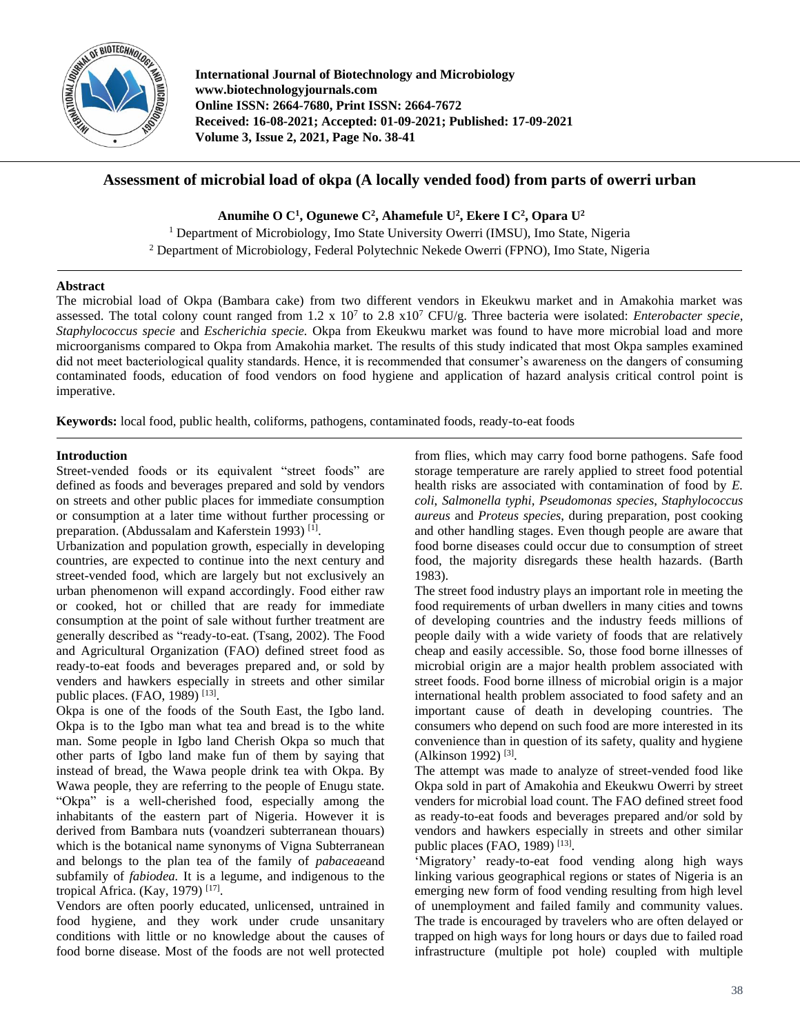**International Journal of Biotechnology and Microbiology**
**www.biotechnologyjournals.com**
**Online ISSN: 2664-7680, Print ISSN: 2664-7672**
**Received: 16-08-2021; Accepted: 01-09-2021; Published: 17-09-2021**
**Volume 3, Issue 2, 2021, Page No. 38-41**

# Assessment of microbial load of okpa (A locally vended food) from parts of owerri urban

**Anumihe O C[1], Ogunewe C[2], Ahamefule U[2], Ekere I C[2], Opara U[2]**

[1] Department of Microbiology, Imo State University Owerri (IMSU), Imo State, Nigeria
[2] Department of Microbiology, Federal Polytechnic Nekede Owerri (FPNO), Imo State, Nigeria

## Abstract

The microbial load of Okpa (Bambara cake) from two different vendors in Ekeukwu market and in Amakohia market was assessed. The total colony count ranged from 1.2 x $10^7$ to 2.8 x$10^7$ CFU/g. Three bacteria were isolated: *Enterobacter specie*, *Staphylococcus specie* and *Escherichia specie.* Okpa from Ekeukwu market was found to have more microbial load and more microorganisms compared to Okpa from Amakohia market. The results of this study indicated that most Okpa samples examined did not meet bacteriological quality standards. Hence, it is recommended that consumer's awareness on the dangers of consuming contaminated foods, education of food vendors on food hygiene and application of hazard analysis critical control point is imperative.

**Keywords:** local food, public health, coliforms, pathogens, contaminated foods, ready-to-eat foods

## Introduction

Street-vended foods or its equivalent "street foods" are defined as foods and beverages prepared and sold by vendors on streets and other public places for immediate consumption or consumption at a later time without further processing or preparation. (Abdussalam and Kaferstein 1993) [1].

Urbanization and population growth, especially in developing countries, are expected to continue into the next century and street-vended food, which are largely but not exclusively an urban phenomenon will expand accordingly. Food either raw or cooked, hot or chilled that are ready for immediate consumption at the point of sale without further treatment are generally described as "ready-to-eat. (Tsang, 2002). The Food and Agricultural Organization (FAO) defined street food as ready-to-eat foods and beverages prepared and, or sold by venders and hawkers especially in streets and other similar public places. (FAO, 1989) [13].

Okpa is one of the foods of the South East, the Igbo land. Okpa is to the Igbo man what tea and bread is to the white man. Some people in Igbo land Cherish Okpa so much that other parts of Igbo land make fun of them by saying that instead of bread, the Wawa people drink tea with Okpa. By Wawa people, they are referring to the people of Enugu state. "Okpa" is a well-cherished food, especially among the inhabitants of the eastern part of Nigeria. However it is derived from Bambara nuts (voandzeri subterranean thouars) which is the botanical name synonyms of Vigna Subterranean and belongs to the plan tea of the family of *pabaceae*and subfamily of *fabiodea.* It is a legume, and indigenous to the tropical Africa. (Kay, 1979) [17].

Vendors are often poorly educated, unlicensed, untrained in food hygiene, and they work under crude unsanitary conditions with little or no knowledge about the causes of food borne disease. Most of the foods are not well protected from flies, which may carry food borne pathogens. Safe food storage temperature are rarely applied to street food potential health risks are associated with contamination of food by *E. coli*, *Salmonella typhi*, *Pseudomonas species*, *Staphylococcus aureus* and *Proteus species*, during preparation, post cooking and other handling stages. Even though people are aware that food borne diseases could occur due to consumption of street food, the majority disregards these health hazards. (Barth 1983).

The street food industry plays an important role in meeting the food requirements of urban dwellers in many cities and towns of developing countries and the industry feeds millions of people daily with a wide variety of foods that are relatively cheap and easily accessible. So, those food borne illnesses of microbial origin are a major health problem associated with street foods. Food borne illness of microbial origin is a major international health problem associated to food safety and an important cause of death in developing countries. The consumers who depend on such food are more interested in its convenience than in question of its safety, quality and hygiene (Alkinson 1992) [3].

The attempt was made to analyze of street-vended food like Okpa sold in part of Amakohia and Ekeukwu Owerri by street venders for microbial load count. The FAO defined street food as ready-to-eat foods and beverages prepared and/or sold by vendors and hawkers especially in streets and other similar public places (FAO, 1989) [13].

'Migratory' ready-to-eat food vending along high ways linking various geographical regions or states of Nigeria is an emerging new form of food vending resulting from high level of unemployment and failed family and community values. The trade is encouraged by travelers who are often delayed or trapped on high ways for long hours or days due to failed road infrastructure (multiple pot hole) coupled with multiple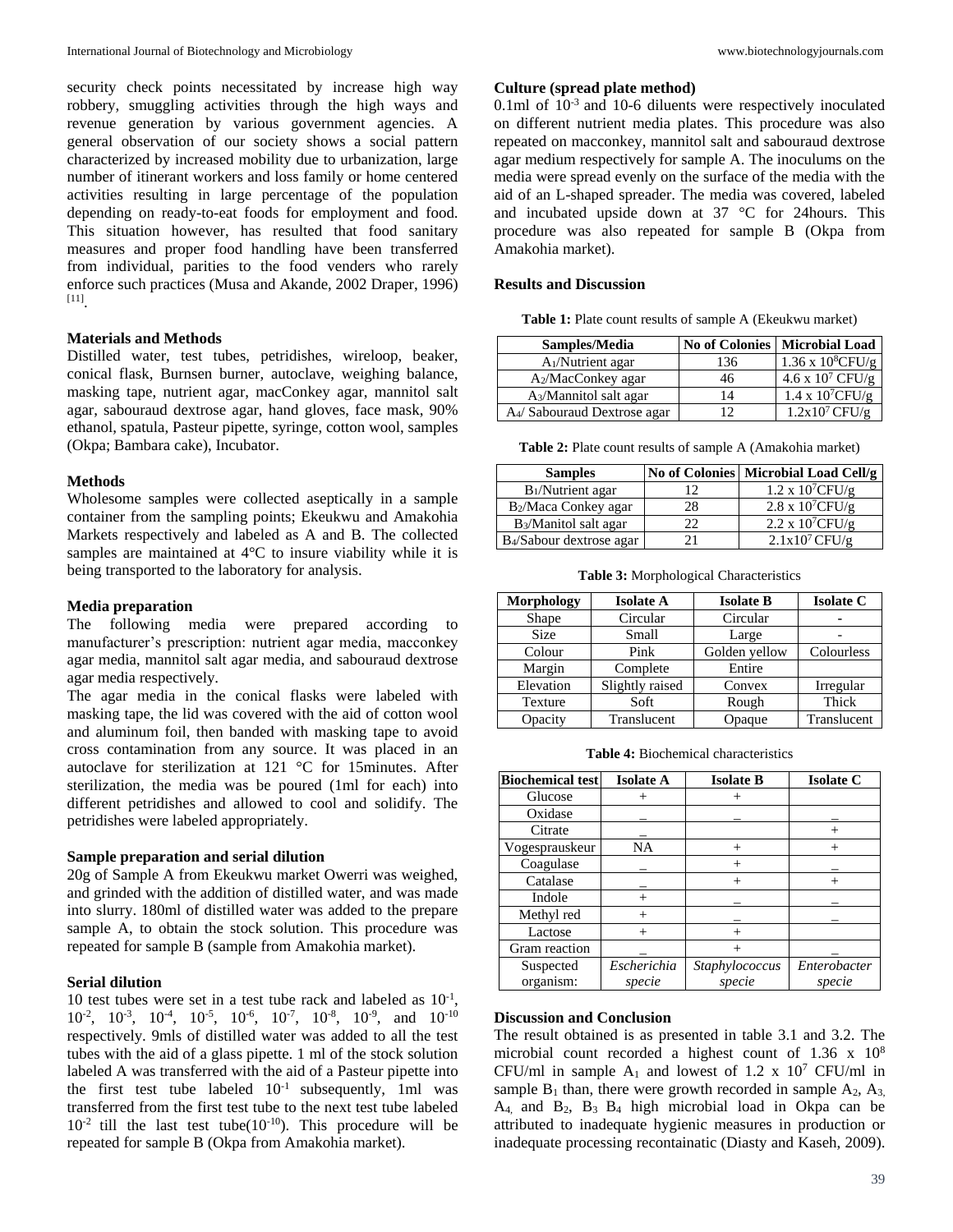security check points necessitated by increase high way robbery, smuggling activities through the high ways and revenue generation by various government agencies. A general observation of our society shows a social pattern characterized by increased mobility due to urbanization, large number of itinerant workers and loss family or home centered activities resulting in large percentage of the population depending on ready-to-eat foods for employment and food. This situation however, has resulted that food sanitary measures and proper food handling have been transferred from individual, parities to the food venders who rarely enforce such practices (Musa and Akande, 2002 Draper, 1996) [11].

**Materials and Methods**

Distilled water, test tubes, petridishes, wireloop, beaker, conical flask, Burnsen burner, autoclave, weighing balance, masking tape, nutrient agar, macConkey agar, mannitol salt agar, sabouraud dextrose agar, hand gloves, face mask, 90% ethanol, spatula, Pasteur pipette, syringe, cotton wool, samples (Okpa; Bambara cake), Incubator.

**Methods**

Wholesome samples were collected aseptically in a sample container from the sampling points; Ekeukwu and Amakohia Markets respectively and labeled as A and B. The collected samples are maintained at 4°C to insure viability while it is being transported to the laboratory for analysis.

**Media preparation**

The following media were prepared according to manufacturer's prescription: nutrient agar media, macconkey agar media, mannitol salt agar media, and sabouraud dextrose agar media respectively.

The agar media in the conical flasks were labeled with masking tape, the lid was covered with the aid of cotton wool and aluminum foil, then banded with masking tape to avoid cross contamination from any source. It was placed in an autoclave for sterilization at 121 °C for 15minutes. After sterilization, the media was be poured (1ml for each) into different petridishes and allowed to cool and solidify. The petridishes were labeled appropriately.

**Sample preparation and serial dilution**

20g of Sample A from Ekeukwu market Owerri was weighed, and grinded with the addition of distilled water, and was made into slurry. 180ml of distilled water was added to the prepare sample A, to obtain the stock solution. This procedure was repeated for sample B (sample from Amakohia market).

**Serial dilution**

10 test tubes were set in a test tube rack and labeled as $10^{-1}$, $10^{-2}$, $10^{-3}$, $10^{-4}$, $10^{-5}$, $10^{-6}$, $10^{-7}$, $10^{-8}$, $10^{-9}$, and $10^{-10}$ respectively. 9mls of distilled water was added to all the test tubes with the aid of a glass pipette. 1 ml of the stock solution labeled A was transferred with the aid of a Pasteur pipette into the first test tube labeled $10^{-1}$ subsequently, 1ml was transferred from the first test tube to the next test tube labeled $10^{-2}$ till the last test tube($10^{-10}$). This procedure will be repeated for sample B (Okpa from Amakohia market).

**Culture (spread plate method)**

0.1ml of $10^{-3}$ and 10-6 diluents were respectively inoculated on different nutrient media plates. This procedure was also repeated on macconkey, mannitol salt and sabouraud dextrose agar medium respectively for sample A. The inoculums on the media were spread evenly on the surface of the media with the aid of an L-shaped spreader. The media was covered, labeled and incubated upside down at 37 °C for 24hours. This procedure was also repeated for sample B (Okpa from Amakohia market).

**Results and Discussion**

**Table 1:** Plate count results of sample A (Ekeukwu market)

| Samples/Media | No of Colonies | Microbial Load |
|---|---|---|
| $A_1$/Nutrient agar | 136 | 1.36 x $10^8$CFU/g |
| $A_2$/MacConkey agar | 46 | 4.6 x $10^7$ CFU/g |
| $A_3$/Mannitol salt agar | 14 | 1.4 x $10^7$CFU/g |
| $A_4$/ Sabouraud Dextrose agar | 12 | 1.2x$10^7$ CFU/g |

**Table 2:** Plate count results of sample A (Amakohia market)

| Samples | No of Colonies | Microbial Load Cell/g |
|---|---|---|
| $B_1$/Nutrient agar | 12 | 1.2 x $10^7$CFU/g |
| $B_2$/Maca Conkey agar | 28 | 2.8 x $10^7$CFU/g |
| $B_3$/Manitol salt agar | 22 | 2.2 x $10^7$CFU/g |
| $B_4$/Sabour dextrose agar | 21 | 2.1x$10^7$ CFU/g |

**Table 3:** Morphological Characteristics

| Morphology | Isolate A | Isolate B | Isolate C |
|---|---|---|---|
| Shape | Circular | Circular | - |
| Size | Small | Large | - |
| Colour | Pink | Golden yellow | Colourless |
| Margin | Complete | Entire | |
| Elevation | Slightly raised | Convex | Irregular |
| Texture | Soft | Rough | Thick |
| Opacity | Translucent | Opaque | Translucent |

**Table 4:** Biochemical characteristics

| Biochemical test | Isolate A | Isolate B | Isolate C |
|---|---|---|---|
| Glucose | + | + | |
| Oxidase | _ | _ | _ |
| Citrate | _ | | + |
| Vogesprauskeur | NA | + | + |
| Coagulase | _ | + | _ |
| Catalase | _ | + | + |
| Indole | + | _ | _ |
| Methyl red | + | _ | _ |
| Lactose | + | + | |
| Gram reaction | _ | + | _ |
| Suspected organism: | *Escherichia specie* | *Staphylococcus specie* | *Enterobacter specie* |

**Discussion and Conclusion**

The result obtained is as presented in table 3.1 and 3.2. The microbial count recorded a highest count of 1.36 x $10^8$ CFU/ml in sample $A_1$ and lowest of 1.2 x $10^7$ CFU/ml in sample $B_1$ than, there were growth recorded in sample $A_2$, $A_3$, $A_4$, and $B_2$, $B_3$ $B_4$ high microbial load in Okpa can be attributed to inadequate hygienic measures in production or inadequate processing recontainatic (Diasty and Kaseh, 2009).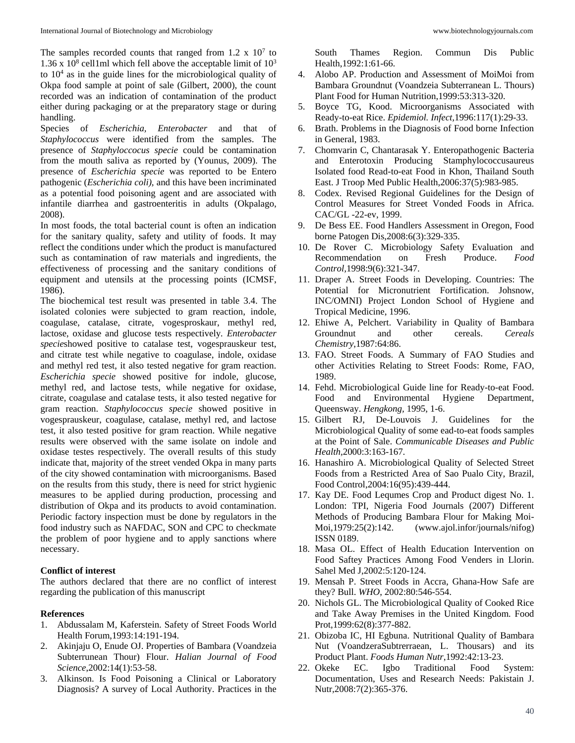The samples recorded counts that ranged from 1.2 x $10^7$ to 1.36 x $10^8$ cell1ml which fell above the acceptable limit of $10^3$ to $10^4$ as in the guide lines for the microbiological quality of Okpa food sample at point of sale (Gilbert, 2000), the count recorded was an indication of contamination of the product either during packaging or at the preparatory stage or during handling.

Species of *Escherichia*, *Enterobacter* and that of *Staphylococcus* were identified from the samples. The presence of *Staphyloccocus specie* could be contamination from the mouth saliva as reported by (Younus, 2009). The presence of *Escherichia specie* was reported to be Entero pathogenic (*Escherichia coli)*, and this have been incriminated as a potential food poisoning agent and are associated with infantile diarrhea and gastroenteritis in adults (Okpalago, 2008).

In most foods, the total bacterial count is often an indication for the sanitary quality, safety and utility of foods. It may reflect the conditions under which the product is manufactured such as contamination of raw materials and ingredients, the effectiveness of processing and the sanitary conditions of equipment and utensils at the processing points (ICMSF, 1986).

The biochemical test result was presented in table 3.4. The isolated colonies were subjected to gram reaction, indole, coagulase, catalase, citrate, vogesproskaur, methyl red, lactose, oxidase and glucose tests respectively. *Enterobacter specie*showed positive to catalase test, vogesprauskeur test, and citrate test while negative to coagulase, indole, oxidase and methyl red test, it also tested negative for gram reaction. *Escherichia specie* showed positive for indole, glucose, methyl red, and lactose tests, while negative for oxidase, citrate, coagulase and catalase tests, it also tested negative for gram reaction. *Staphylococcus specie* showed positive in vogesprauskeur, coagulase, catalase, methyl red, and lactose test, it also tested positive for gram reaction. While negative results were observed with the same isolate on indole and oxidase testes respectively. The overall results of this study indicate that, majority of the street vended Okpa in many parts of the city showed contamination with microorganisms. Based on the results from this study, there is need for strict hygienic measures to be applied during production, processing and distribution of Okpa and its products to avoid contamination. Periodic factory inspection must be done by regulators in the food industry such as NAFDAC, SON and CPC to checkmate the problem of poor hygiene and to apply sanctions where necessary.

**Conflict of interest**

The authors declared that there are no conflict of interest regarding the publication of this manuscript

**References**

1. Abdussalam M, Kaferstein. Safety of Street Foods World Health Forum,1993:14:191-194.
2. Akinjaju O, Enude OJ. Properties of Bambara (Voandzeia Subterrunean Thour) Flour. *Halian Journal of Food Science*,2002:14(1):53-58.
3. Alkinson. Is Food Poisoning a Clinical or Laboratory Diagnosis? A survey of Local Authority. Practices in the South Thames Region. Commun Dis Public Health,1992:1:61-66.
4. Alobo AP. Production and Assessment of MoiMoi from Bambara Groundnut (Voandzeia Subterranean L. Thours) Plant Food for Human Nutrition,1999:53:313-320.
5. Boyce TG, Kood. Microorganisms Associated with Ready-to-eat Rice. *Epidemiol. Infect*,1996:117(1):29-33.
6. Brath. Problems in the Diagnosis of Food borne Infection in General, 1983.
7. Chomvarin C, Chantarasak Y. Enteropathogenic Bacteria and Enterotoxin Producing Stamphylococcusaureus Isolated food Read-to-eat Food in Khon, Thailand South East. J Troop Med Public Health,2006:37(5):983-985.
8. Codex. Revised Regional Guidelines for the Design of Control Measures for Street Vonded Foods in Africa. CAC/GL -22-ev, 1999.
9. De Bess EE. Food Handlers Assessment in Oregon, Food borne Patogen Dis,2008:6(3):329-335.
10. De Rover C. Microbiology Safety Evaluation and Recommendation on Fresh Produce. *Food Control*,1998:9(6):321-347.
11. Draper A. Street Foods in Developing. Countries: The Potential for Micronutrient Fortification. Johsnow, INC/OMNI) Project London School of Hygiene and Tropical Medicine, 1996.
12. Ehiwe A, Pelchert. Variability in Quality of Bambara Groundnut and other cereals. *Cereals Chemistry*,1987:64:86.
13. FAO. Street Foods. A Summary of FAO Studies and other Activities Relating to Street Foods: Rome, FAO, 1989.
14. Fehd. Microbiological Guide line for Ready-to-eat Food. Food and Environmental Hygiene Department, Queensway. *Hengkong*, 1995, 1-6.
15. Gilbert RJ, De-Louvois J. Guidelines for the Microbiological Quality of some ead-to-eat foods samples at the Point of Sale. *Communicable Diseases and Public Health*,2000:3:163-167.
16. Hanashiro A. Microbiological Quality of Selected Street Foods from a Restricted Area of Sao Pualo City, Brazil, Food Control,2004:16(95):439-444.
17. Kay DE. Food Lequmes Crop and Product digest No. 1. London: TPI, Nigeria Food Journals (2007) Different Methods of Producing Bambara Flour for Making Moi-Moi,1979:25(2):142. (www.ajol.infor/journals/nifog) ISSN 0189.
18. Masa OL. Effect of Health Education Intervention on Food Saftey Practices Among Food Venders in Llorin. Sahel Med J,2002:5:120-124.
19. Mensah P. Street Foods in Accra, Ghana-How Safe are they? Bull. *WHO*, 2002:80:546-554.
20. Nichols GL. The Microbiological Quality of Cooked Rice and Take Away Premises in the United Kingdom. Food Prot,1999:62(8):377-882.
21. Obizoba IC, HI Egbuna. Nutritional Quality of Bambara Nut (VoandzeraSubtrerraean, L. Thousars) and its Product Plant. *Foods Human Nutr*,1992:42:13-23.
22. Okeke EC. Igbo Traditional Food System: Documentation, Uses and Research Needs: Pakistain J. Nutr,2008:7(2):365-376.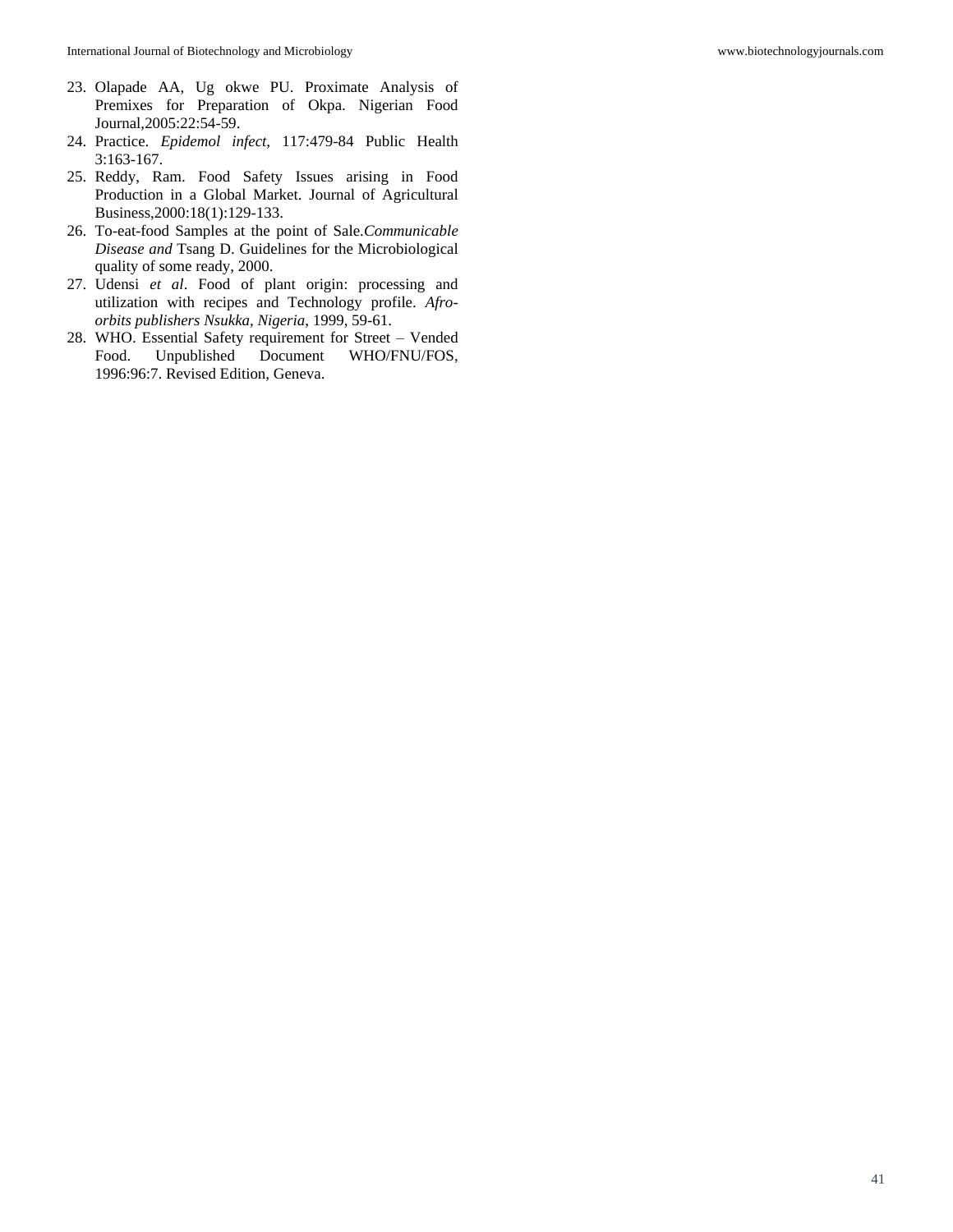23. Olapade AA, Ug okwe PU. Proximate Analysis of Premixes for Preparation of Okpa. Nigerian Food Journal,2005:22:54-59.
24. Practice. *Epidemol infect*, 117:479-84 Public Health 3:163-167.
25. Reddy, Ram. Food Safety Issues arising in Food Production in a Global Market. Journal of Agricultural Business,2000:18(1):129-133.
26. To-eat-food Samples at the point of Sale.*Communicable Disease and* Tsang D. Guidelines for the Microbiological quality of some ready, 2000.
27. Udensi *et al*. Food of plant origin: processing and utilization with recipes and Technology profile. *Afro-orbits publishers Nsukka, Nigeria*, 1999, 59-61.
28. WHO. Essential Safety requirement for Street – Vended Food. Unpublished Document WHO/FNU/FOS, 1996:96:7. Revised Edition, Geneva.